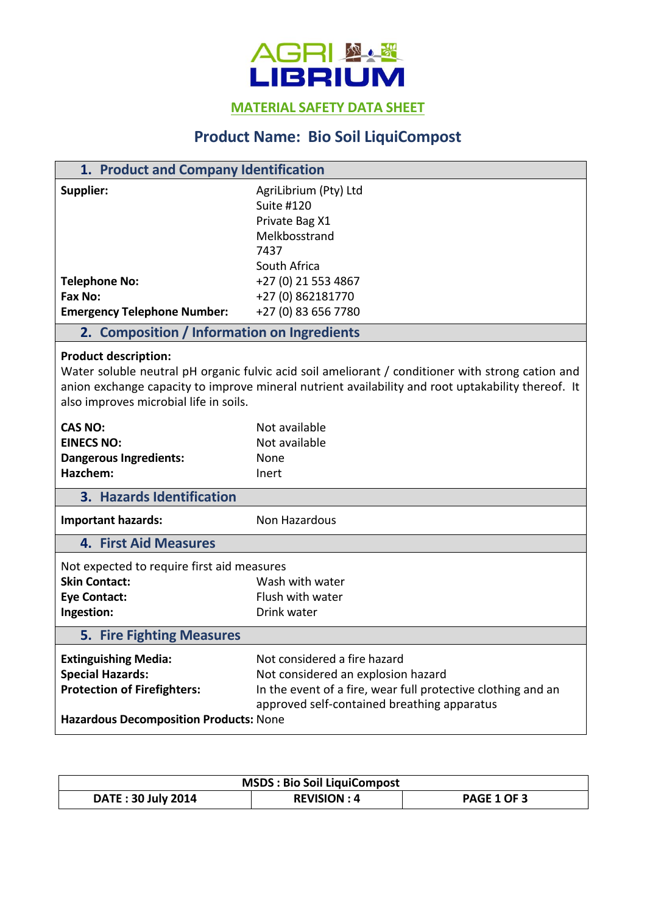AGRI LIBRIUM

MATERIAL SAFETY DATA SHEET

# Product Name: Bio Soil LiquiCompost

## 1. Product and Company Identification

| | |
|---|---|
| **Supplier:** | AgriLibrium (Pty) Ltd<br>Suite #120<br>Private Bag X1<br>Melkbosstrand<br>7437<br>South Africa |
| **Telephone No:** | +27 (0) 21 553 4867 |
| **Fax No:** | +27 (0) 862181770 |
| **Emergency Telephone Number:** | +27 (0) 83 656 7780 |

## 2. Composition / Information on Ingredients

**Product description:**
Water soluble neutral pH organic fulvic acid soil ameliorant / conditioner with strong cation and anion exchange capacity to improve mineral nutrient availability and root uptakability thereof. It also improves microbial life in soils.

| | |
|---|---|
| **CAS NO:** | Not available |
| **EINECS NO:** | Not available |
| **Dangerous Ingredients:** | None |
| **Hazchem:** | Inert |

## 3. Hazards Identification

| | |
|---|---|
| **Important hazards:** | Non Hazardous |

## 4. First Aid Measures

Not expected to require first aid measures

| | |
|---|---|
| **Skin Contact:** | Wash with water |
| **Eye Contact:** | Flush with water |
| **Ingestion:** | Drink water |

## 5. Fire Fighting Measures

| | |
|---|---|
| **Extinguishing Media:** | Not considered a fire hazard |
| **Special Hazards:** | Not considered an explosion hazard |
| **Protection of Firefighters:** | In the event of a fire, wear full protective clothing and an approved self-contained breathing apparatus |

**Hazardous Decomposition Products:** None

| MSDS : Bio Soil LiquiCompost | | |
|---|---|---|
| DATE : 30 July 2014 | REVISION : 4 | PAGE 1 OF 3 |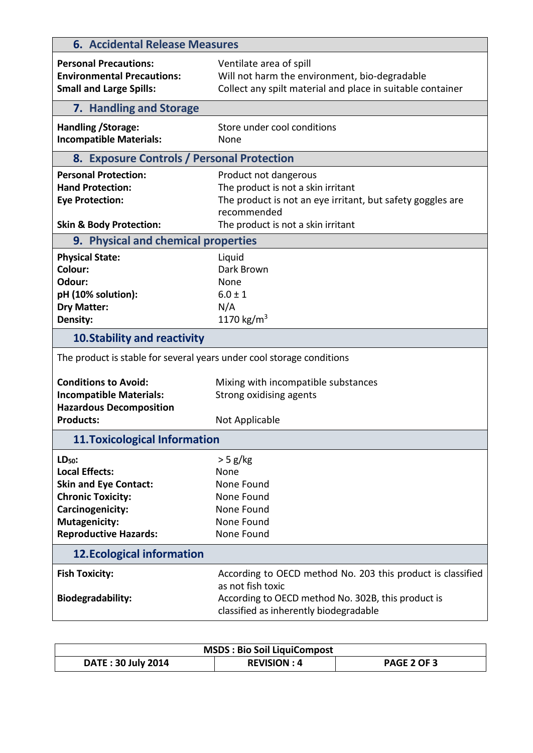## 6. Accidental Release Measures

| | |
|---|---|
| **Personal Precautions:** | Ventilate area of spill |
| **Environmental Precautions:** | Will not harm the environment, bio-degradable |
| **Small and Large Spills:** | Collect any spilt material and place in suitable container |

## 7. Handling and Storage

| | |
|---|---|
| **Handling /Storage:** | Store under cool conditions |
| **Incompatible Materials:** | None |

## 8. Exposure Controls / Personal Protection

| | |
|---|---|
| **Personal Protection:** | Product not dangerous |
| **Hand Protection:** | The product is not a skin irritant |
| **Eye Protection:** | The product is not an eye irritant, but safety goggles are recommended |
| **Skin & Body Protection:** | The product is not a skin irritant |

## 9. Physical and chemical properties

| | |
|---|---|
| **Physical State:** | Liquid |
| **Colour:** | Dark Brown |
| **Odour:** | None |
| **pH (10% solution):** | 6.0 ± 1 |
| **Dry Matter:** | N/A |
| **Density:** | 1170 kg/$m^3$ |

## 10. Stability and reactivity

The product is stable for several years under cool storage conditions

| | |
|---|---|
| **Conditions to Avoid:** | Mixing with incompatible substances |
| **Incompatible Materials:** | Strong oxidising agents |
| **Hazardous Decomposition Products:** | Not Applicable |

## 11. Toxicological Information

| | |
|---|---|
| **$LD_{50}$:** | > 5 g/kg |
| **Local Effects:** | None |
| **Skin and Eye Contact:** | None Found |
| **Chronic Toxicity:** | None Found |
| **Carcinogenicity:** | None Found |
| **Mutagenicity:** | None Found |
| **Reproductive Hazards:** | None Found |

## 12. Ecological information

| | |
|---|---|
| **Fish Toxicity:** | According to OECD method No. 203 this product is classified as not fish toxic |
| **Biodegradability:** | According to OECD method No. 302B, this product is classified as inherently biodegradable |

| MSDS : Bio Soil LiquiCompost | | |
|---|---|---|
| **DATE : 30 July 2014** | **REVISION : 4** | **PAGE 2 OF 3** |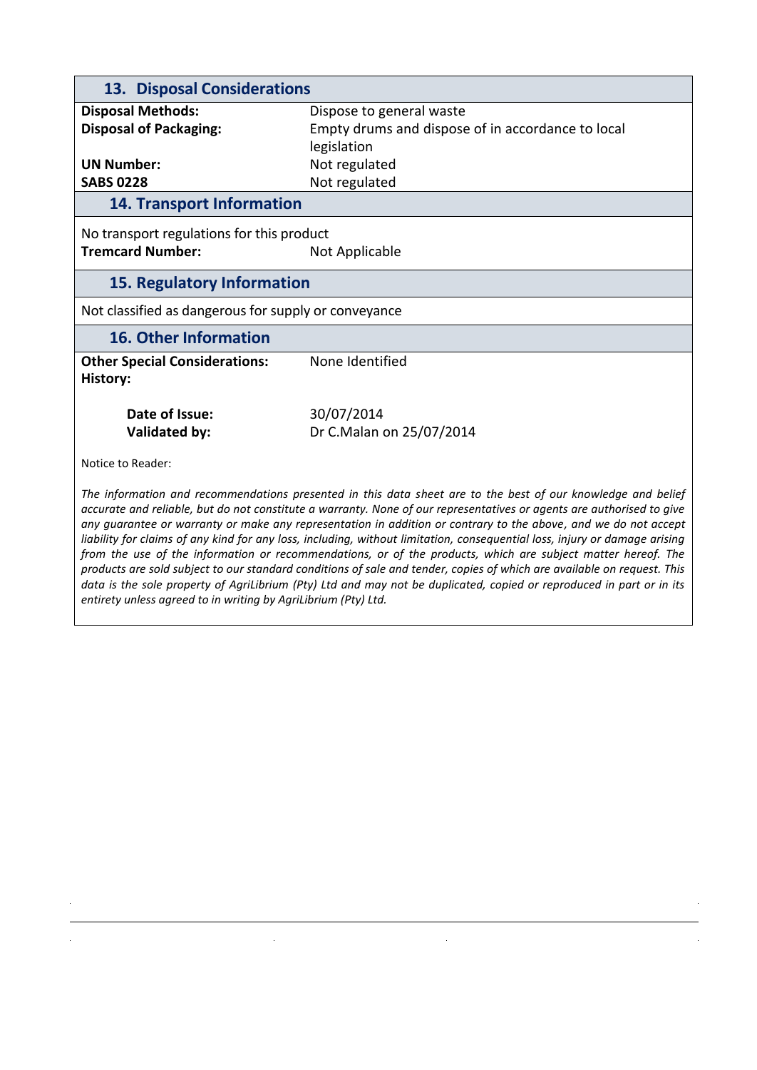## 13. Disposal Considerations

| | |
|---|---|
| **Disposal Methods:** | Dispose to general waste |
| **Disposal of Packaging:** | Empty drums and dispose of in accordance to local legislation |
| **UN Number:** | Not regulated |
| **SABS 0228** | Not regulated |

## 14. Transport Information

No transport regulations for this product

| | |
|---|---|
| **Tremcard Number:** | Not Applicable |

## 15. Regulatory Information

Not classified as dangerous for supply or conveyance

## 16. Other Information

| | |
|---|---|
| **Other Special Considerations:** | None Identified |
| **History:** | |
| **Date of Issue:** | 30/07/2014 |
| **Validated by:** | Dr C.Malan on 25/07/2014 |

Notice to Reader:

*The information and recommendations presented in this data sheet are to the best of our knowledge and belief accurate and reliable, but do not constitute a warranty. None of our representatives or agents are authorised to give any guarantee or warranty or make any representation in addition or contrary to the above, and we do not accept liability for claims of any kind for any loss, including, without limitation, consequential loss, injury or damage arising from the use of the information or recommendations, or of the products, which are subject matter hereof. The products are sold subject to our standard conditions of sale and tender, copies of which are available on request. This data is the sole property of AgriLibrium (Pty) Ltd and may not be duplicated, copied or reproduced in part or in its entirety unless agreed to in writing by AgriLibrium (Pty) Ltd.*